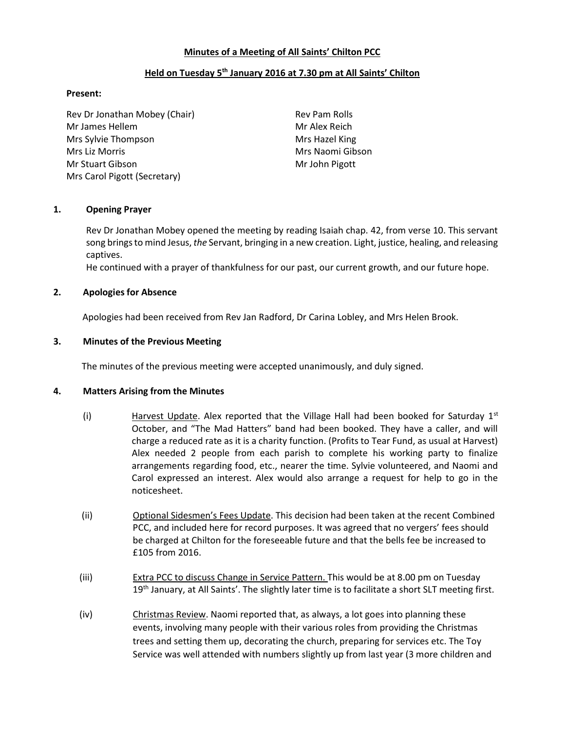# Minutes of a Meeting of All Saints' Chilton PCC

## Held on Tuesday 5th January 2016 at 7.30 pm at All Saints' Chilton

**Present:**

Rev Dr Jonathan Mobey (Chair)
Mr James Hellem
Mrs Sylvie Thompson
Mrs Liz Morris
Mr Stuart Gibson
Mrs Carol Pigott (Secretary)
Rev Pam Rolls
Mr Alex Reich
Mrs Hazel King
Mrs Naomi Gibson
Mr John Pigott

### 1. Opening Prayer

Rev Dr Jonathan Mobey opened the meeting by reading Isaiah chap. 42, from verse 10. This servant song brings to mind Jesus, *the* Servant, bringing in a new creation. Light, justice, healing, and releasing captives.
He continued with a prayer of thankfulness for our past, our current growth, and our future hope.

### 2. Apologies for Absence

Apologies had been received from Rev Jan Radford, Dr Carina Lobley, and Mrs Helen Brook.

### 3. Minutes of the Previous Meeting

The minutes of the previous meeting were accepted unanimously, and duly signed.

### 4. Matters Arising from the Minutes

(i) Harvest Update. Alex reported that the Village Hall had been booked for Saturday 1st October, and "The Mad Hatters" band had been booked. They have a caller, and will charge a reduced rate as it is a charity function. (Profits to Tear Fund, as usual at Harvest) Alex needed 2 people from each parish to complete his working party to finalize arrangements regarding food, etc., nearer the time. Sylvie volunteered, and Naomi and Carol expressed an interest. Alex would also arrange a request for help to go in the noticesheet.

(ii) Optional Sidesmen's Fees Update. This decision had been taken at the recent Combined PCC, and included here for record purposes. It was agreed that no vergers' fees should be charged at Chilton for the foreseeable future and that the bells fee be increased to £105 from 2016.

(iii) Extra PCC to discuss Change in Service Pattern. This would be at 8.00 pm on Tuesday 19th January, at All Saints'. The slightly later time is to facilitate a short SLT meeting first.

(iv) Christmas Review. Naomi reported that, as always, a lot goes into planning these events, involving many people with their various roles from providing the Christmas trees and setting them up, decorating the church, preparing for services etc. The Toy Service was well attended with numbers slightly up from last year (3 more children and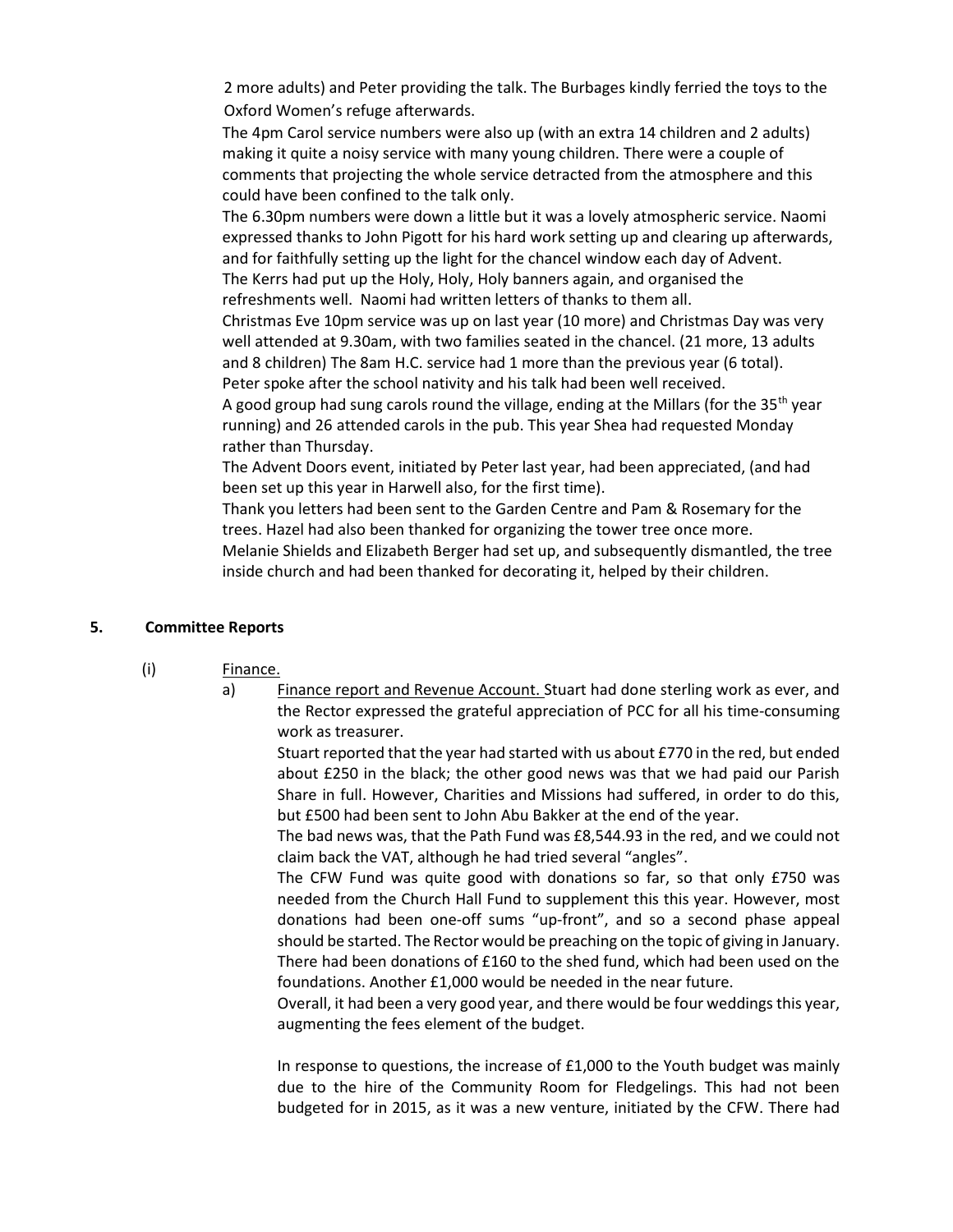2 more adults) and Peter providing the talk. The Burbages kindly ferried the toys to the Oxford Women's refuge afterwards.

The 4pm Carol service numbers were also up (with an extra 14 children and 2 adults) making it quite a noisy service with many young children. There were a couple of comments that projecting the whole service detracted from the atmosphere and this could have been confined to the talk only.

The 6.30pm numbers were down a little but it was a lovely atmospheric service. Naomi expressed thanks to John Pigott for his hard work setting up and clearing up afterwards, and for faithfully setting up the light for the chancel window each day of Advent.

The Kerrs had put up the Holy, Holy, Holy banners again, and organised the refreshments well. Naomi had written letters of thanks to them all.

Christmas Eve 10pm service was up on last year (10 more) and Christmas Day was very well attended at 9.30am, with two families seated in the chancel. (21 more, 13 adults and 8 children) The 8am H.C. service had 1 more than the previous year (6 total).

Peter spoke after the school nativity and his talk had been well received.

A good group had sung carols round the village, ending at the Millars (for the 35th year running) and 26 attended carols in the pub. This year Shea had requested Monday rather than Thursday.

The Advent Doors event, initiated by Peter last year, had been appreciated, (and had been set up this year in Harwell also, for the first time).

Thank you letters had been sent to the Garden Centre and Pam & Rosemary for the trees. Hazel had also been thanked for organizing the tower tree once more.

Melanie Shields and Elizabeth Berger had set up, and subsequently dismantled, the tree inside church and had been thanked for decorating it, helped by their children.

## 5. Committee Reports

(i) Finance.

a) Finance report and Revenue Account. Stuart had done sterling work as ever, and the Rector expressed the grateful appreciation of PCC for all his time-consuming work as treasurer.

Stuart reported that the year had started with us about £770 in the red, but ended about £250 in the black; the other good news was that we had paid our Parish Share in full. However, Charities and Missions had suffered, in order to do this, but £500 had been sent to John Abu Bakker at the end of the year.

The bad news was, that the Path Fund was £8,544.93 in the red, and we could not claim back the VAT, although he had tried several "angles".

The CFW Fund was quite good with donations so far, so that only £750 was needed from the Church Hall Fund to supplement this this year. However, most donations had been one-off sums "up-front", and so a second phase appeal should be started. The Rector would be preaching on the topic of giving in January.

There had been donations of £160 to the shed fund, which had been used on the foundations. Another £1,000 would be needed in the near future.

Overall, it had been a very good year, and there would be four weddings this year, augmenting the fees element of the budget.

In response to questions, the increase of £1,000 to the Youth budget was mainly due to the hire of the Community Room for Fledgelings. This had not been budgeted for in 2015, as it was a new venture, initiated by the CFW. There had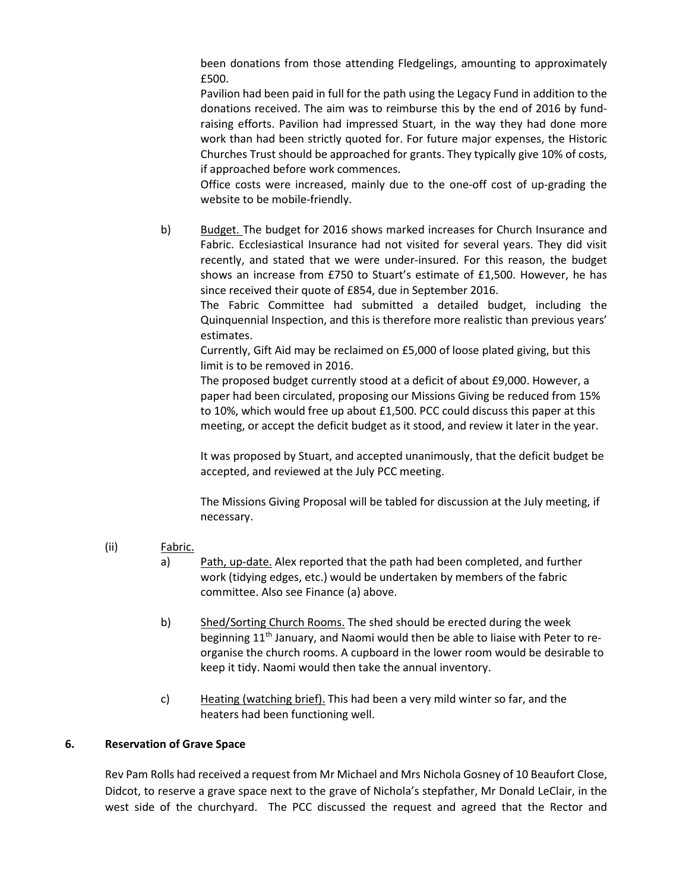been donations from those attending Fledgelings, amounting to approximately £500.

Pavilion had been paid in full for the path using the Legacy Fund in addition to the donations received. The aim was to reimburse this by the end of 2016 by fund-raising efforts. Pavilion had impressed Stuart, in the way they had done more work than had been strictly quoted for. For future major expenses, the Historic Churches Trust should be approached for grants. They typically give 10% of costs, if approached before work commences.

Office costs were increased, mainly due to the one-off cost of up-grading the website to be mobile-friendly.

b) Budget. The budget for 2016 shows marked increases for Church Insurance and Fabric. Ecclesiastical Insurance had not visited for several years. They did visit recently, and stated that we were under-insured. For this reason, the budget shows an increase from £750 to Stuart's estimate of £1,500. However, he has since received their quote of £854, due in September 2016.

The Fabric Committee had submitted a detailed budget, including the Quinquennial Inspection, and this is therefore more realistic than previous years' estimates.

Currently, Gift Aid may be reclaimed on £5,000 of loose plated giving, but this limit is to be removed in 2016.

The proposed budget currently stood at a deficit of about £9,000. However, a paper had been circulated, proposing our Missions Giving be reduced from 15% to 10%, which would free up about £1,500. PCC could discuss this paper at this meeting, or accept the deficit budget as it stood, and review it later in the year.

It was proposed by Stuart, and accepted unanimously, that the deficit budget be accepted, and reviewed at the July PCC meeting.

The Missions Giving Proposal will be tabled for discussion at the July meeting, if necessary.

(ii) Fabric.

a) Path, up-date. Alex reported that the path had been completed, and further work (tidying edges, etc.) would be undertaken by members of the fabric committee. Also see Finance (a) above.

b) Shed/Sorting Church Rooms. The shed should be erected during the week beginning 11th January, and Naomi would then be able to liaise with Peter to re-organise the church rooms. A cupboard in the lower room would be desirable to keep it tidy. Naomi would then take the annual inventory.

c) Heating (watching brief). This had been a very mild winter so far, and the heaters had been functioning well.

## 6. Reservation of Grave Space

Rev Pam Rolls had received a request from Mr Michael and Mrs Nichola Gosney of 10 Beaufort Close, Didcot, to reserve a grave space next to the grave of Nichola's stepfather, Mr Donald LeClair, in the west side of the churchyard. The PCC discussed the request and agreed that the Rector and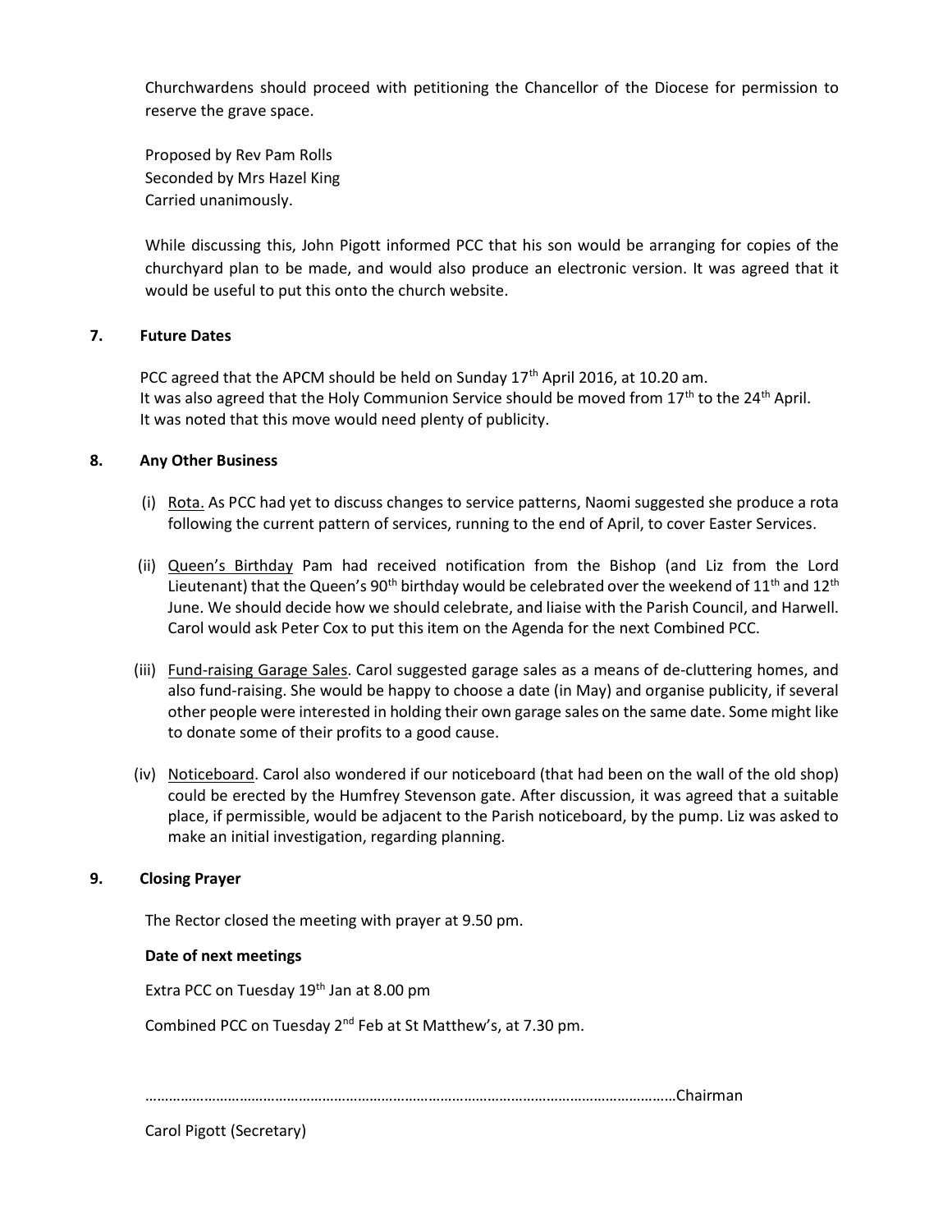Churchwardens should proceed with petitioning the Chancellor of the Diocese for permission to reserve the grave space.

Proposed by Rev Pam Rolls
Seconded by Mrs Hazel King
Carried unanimously.

While discussing this, John Pigott informed PCC that his son would be arranging for copies of the churchyard plan to be made, and would also produce an electronic version. It was agreed that it would be useful to put this onto the church website.

**7. Future Dates**

PCC agreed that the APCM should be held on Sunday 17th April 2016, at 10.20 am.
It was also agreed that the Holy Communion Service should be moved from 17th to the 24th April.
It was noted that this move would need plenty of publicity.

**8. Any Other Business**

(i) Rota. As PCC had yet to discuss changes to service patterns, Naomi suggested she produce a rota following the current pattern of services, running to the end of April, to cover Easter Services.

(ii) Queen's Birthday Pam had received notification from the Bishop (and Liz from the Lord Lieutenant) that the Queen's 90th birthday would be celebrated over the weekend of 11th and 12th June. We should decide how we should celebrate, and liaise with the Parish Council, and Harwell. Carol would ask Peter Cox to put this item on the Agenda for the next Combined PCC.

(iii) Fund-raising Garage Sales. Carol suggested garage sales as a means of de-cluttering homes, and also fund-raising. She would be happy to choose a date (in May) and organise publicity, if several other people were interested in holding their own garage sales on the same date. Some might like to donate some of their profits to a good cause.

(iv) Noticeboard. Carol also wondered if our noticeboard (that had been on the wall of the old shop) could be erected by the Humfrey Stevenson gate. After discussion, it was agreed that a suitable place, if permissible, would be adjacent to the Parish noticeboard, by the pump. Liz was asked to make an initial investigation, regarding planning.

**9. Closing Prayer**

The Rector closed the meeting with prayer at 9.50 pm.

**Date of next meetings**

Extra PCC on Tuesday 19th Jan at 8.00 pm

Combined PCC on Tuesday 2nd Feb at St Matthew's, at 7.30 pm.

……………………………………………………………………………………………………………Chairman

Carol Pigott (Secretary)